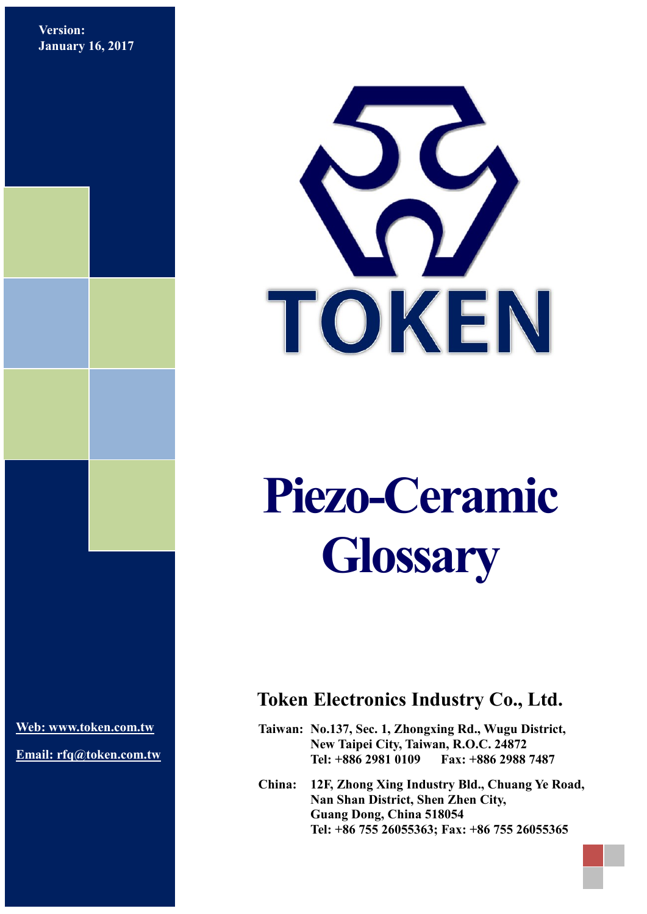**Version:**
**January 16, 2017**

TOKEN

# Piezo-Ceramic Glossary

## Token Electronics Industry Co., Ltd.

**Taiwan:** No.137, Sec. 1, Zhongxing Rd., Wugu District,
New Taipei City, Taiwan, R.O.C. 24872
Tel: +886 2981 0109 Fax: +886 2988 7487

**China:** 12F, Zhong Xing Industry Bld., Chuang Ye Road,
Nan Shan District, Shen Zhen City,
Guang Dong, China 518054
Tel: +86 755 26055363; Fax: +86 755 26055365

Web: www.token.com.tw

Email: rfq@token.com.tw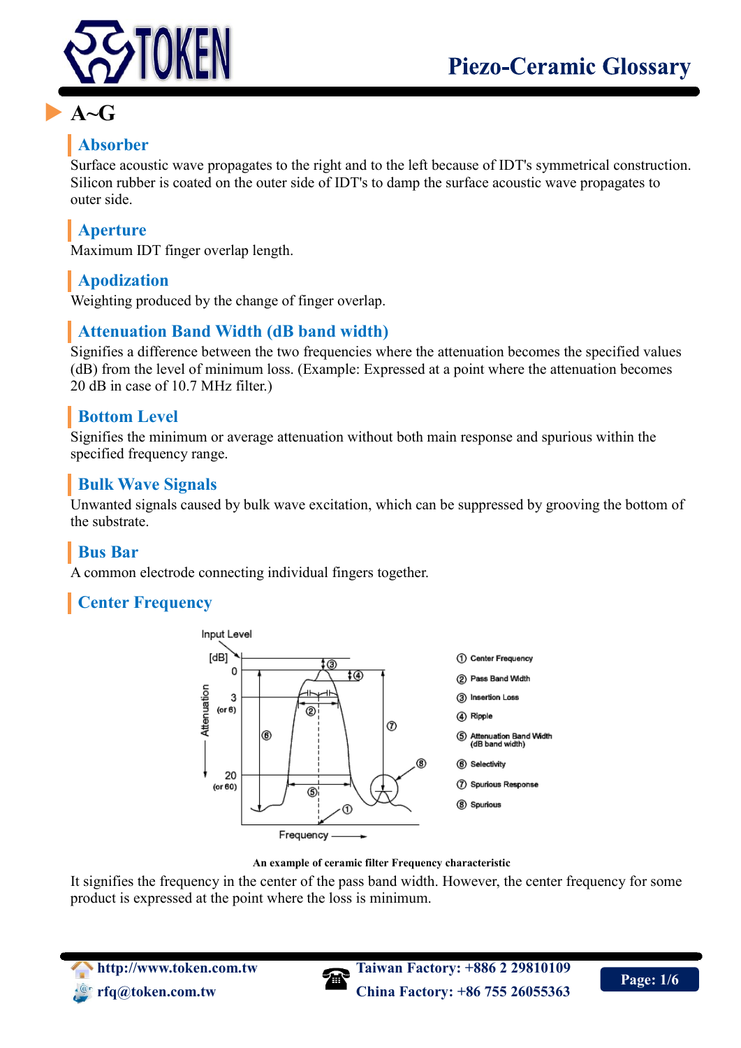## A~G

### Absorber

Surface acoustic wave propagates to the right and to the left because of IDT's symmetrical construction. Silicon rubber is coated on the outer side of IDT's to damp the surface acoustic wave propagates to outer side.

### Aperture

Maximum IDT finger overlap length.

### Apodization

Weighting produced by the change of finger overlap.

### Attenuation Band Width (dB band width)

Signifies a difference between the two frequencies where the attenuation becomes the specified values (dB) from the level of minimum loss. (Example: Expressed at a point where the attenuation becomes 20 dB in case of 10.7 MHz filter.)

### Bottom Level

Signifies the minimum or average attenuation without both main response and spurious within the specified frequency range.

### Bulk Wave Signals

Unwanted signals caused by bulk wave excitation, which can be suppressed by grooving the bottom of the substrate.

### Bus Bar

A common electrode connecting individual fingers together.

### Center Frequency

**An example of ceramic filter Frequency characteristic**

It signifies the frequency in the center of the pass band width. However, the center frequency for some product is expressed at the point where the loss is minimum.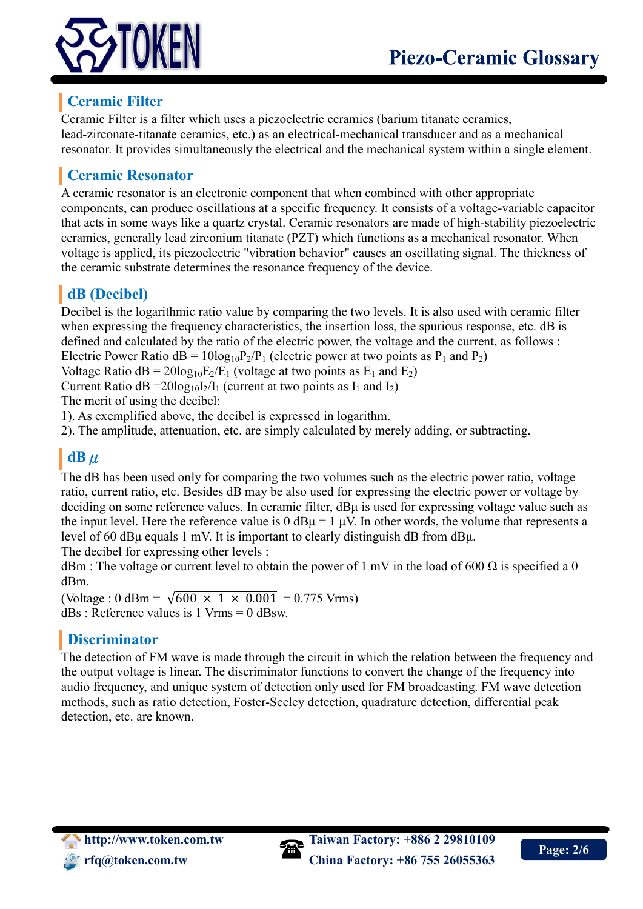## Ceramic Filter

Ceramic Filter is a filter which uses a piezoelectric ceramics (barium titanate ceramics, lead-zirconate-titanate ceramics, etc.) as an electrical-mechanical transducer and as a mechanical resonator. It provides simultaneously the electrical and the mechanical system within a single element.

## Ceramic Resonator

A ceramic resonator is an electronic component that when combined with other appropriate components, can produce oscillations at a specific frequency. It consists of a voltage-variable capacitor that acts in some ways like a quartz crystal. Ceramic resonators are made of high-stability piezoelectric ceramics, generally lead zirconium titanate (PZT) which functions as a mechanical resonator. When voltage is applied, its piezoelectric "vibration behavior" causes an oscillating signal. The thickness of the ceramic substrate determines the resonance frequency of the device.

## dB (Decibel)

Decibel is the logarithmic ratio value by comparing the two levels. It is also used with ceramic filter when expressing the frequency characteristics, the insertion loss, the spurious response, etc. dB is defined and calculated by the ratio of the electric power, the voltage and the current, as follows :

Electric Power Ratio dB = $10\log_{10}P_2/P_1$ (electric power at two points as $P_1$ and $P_2$)

Voltage Ratio dB = $20\log_{10}E_2/E_1$ (voltage at two points as $E_1$ and $E_2$)

Current Ratio dB =$20\log_{10}I_2/I_1$ (current at two points as $I_1$ and $I_2$)

The merit of using the decibel:

1). As exemplified above, the decibel is expressed in logarithm.

2). The amplitude, attenuation, etc. are simply calculated by merely adding, or subtracting.

## dB $\mu$

The dB has been used only for comparing the two volumes such as the electric power ratio, voltage ratio, current ratio, etc. Besides dB may be also used for expressing the electric power or voltage by deciding on some reference values. In ceramic filter, dBμ is used for expressing voltage value such as the input level. Here the reference value is 0 dBμ = 1 μV. In other words, the volume that represents a level of 60 dBμ equals 1 mV. It is important to clearly distinguish dB from dBμ.

The decibel for expressing other levels :

dBm : The voltage or current level to obtain the power of 1 mV in the load of 600 Ω is specified a 0 dBm.

(Voltage : 0 dBm = $\sqrt{600 \times 1 \times 0.001}$ = 0.775 Vrms)

dBs : Reference values is 1 Vrms = 0 dBsw.

## Discriminator

The detection of FM wave is made through the circuit in which the relation between the frequency and the output voltage is linear. The discriminator functions to convert the change of the frequency into audio frequency, and unique system of detection only used for FM broadcasting. FM wave detection methods, such as ratio detection, Foster-Seeley detection, quadrature detection, differential peak detection, etc. are known.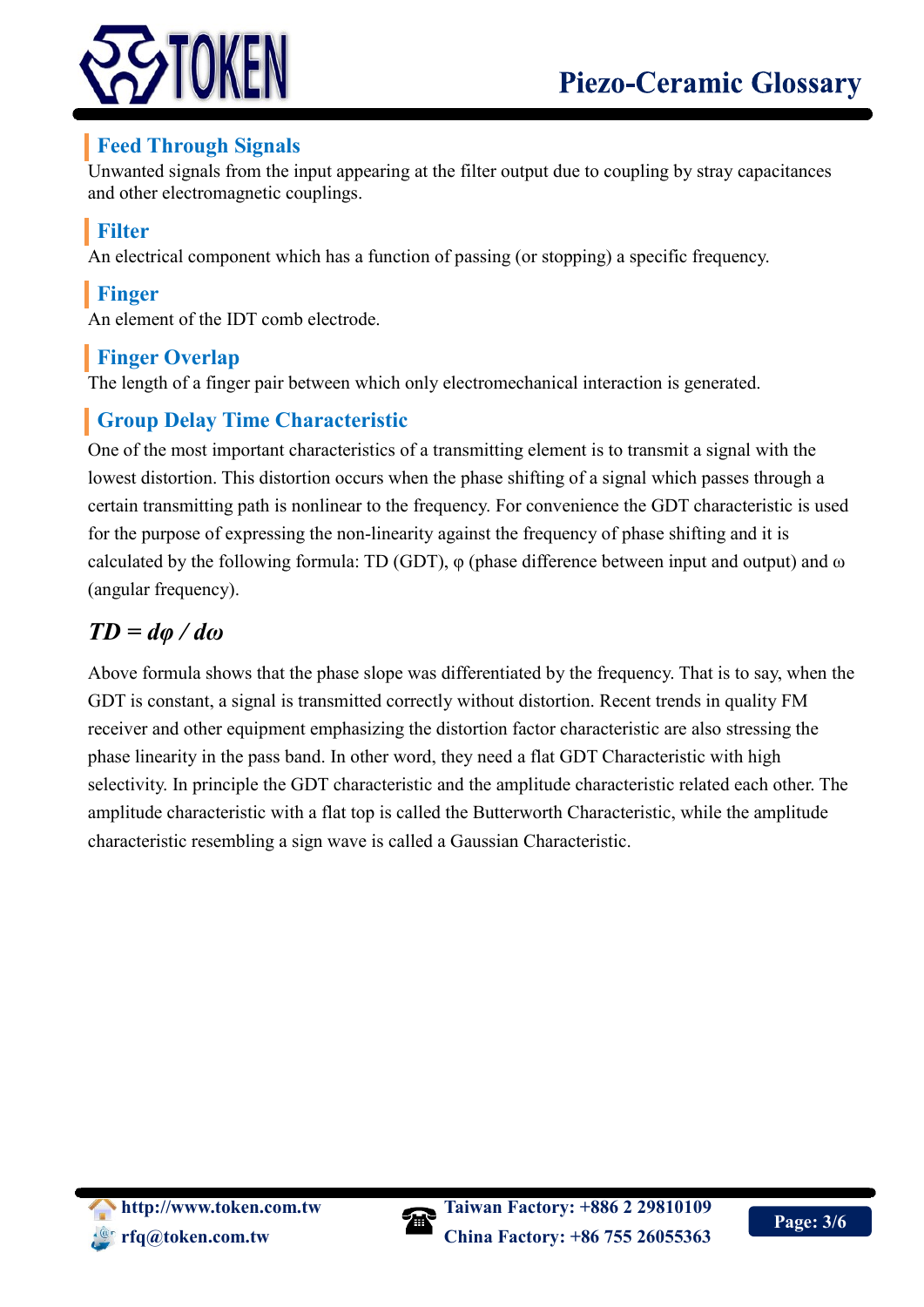## Feed Through Signals

Unwanted signals from the input appearing at the filter output due to coupling by stray capacitances and other electromagnetic couplings.

## Filter

An electrical component which has a function of passing (or stopping) a specific frequency.

## Finger

An element of the IDT comb electrode.

## Finger Overlap

The length of a finger pair between which only electromechanical interaction is generated.

## Group Delay Time Characteristic

One of the most important characteristics of a transmitting element is to transmit a signal with the lowest distortion. This distortion occurs when the phase shifting of a signal which passes through a certain transmitting path is nonlinear to the frequency. For convenience the GDT characteristic is used for the purpose of expressing the non-linearity against the frequency of phase shifting and it is calculated by the following formula: TD (GDT), $\varphi$ (phase difference between input and output) and $\omega$ (angular frequency).

$$TD = d\varphi / d\omega$$

Above formula shows that the phase slope was differentiated by the frequency. That is to say, when the GDT is constant, a signal is transmitted correctly without distortion. Recent trends in quality FM receiver and other equipment emphasizing the distortion factor characteristic are also stressing the phase linearity in the pass band. In other word, they need a flat GDT Characteristic with high selectivity. In principle the GDT characteristic and the amplitude characteristic related each other. The amplitude characteristic with a flat top is called the Butterworth Characteristic, while the amplitude characteristic resembling a sign wave is called a Gaussian Characteristic.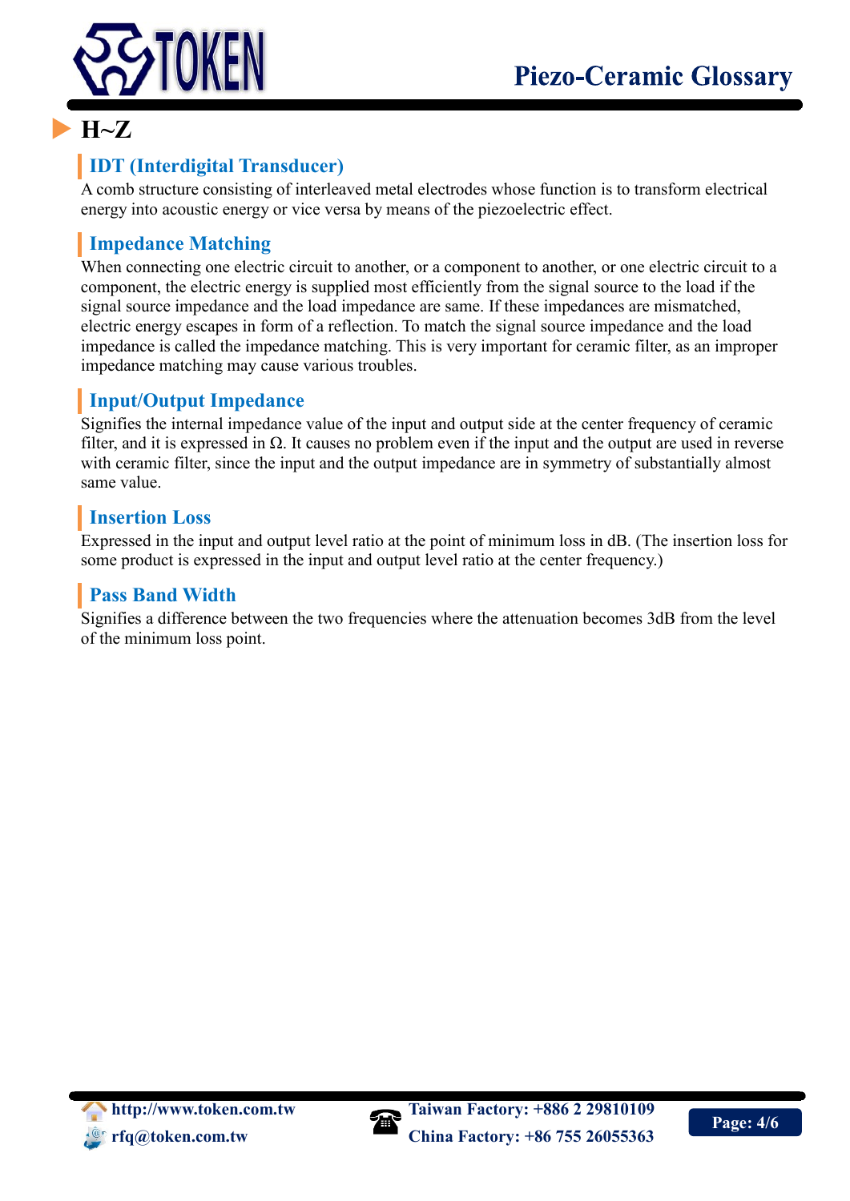## H~Z

### IDT (Interdigital Transducer)

A comb structure consisting of interleaved metal electrodes whose function is to transform electrical energy into acoustic energy or vice versa by means of the piezoelectric effect.

### Impedance Matching

When connecting one electric circuit to another, or a component to another, or one electric circuit to a component, the electric energy is supplied most efficiently from the signal source to the load if the signal source impedance and the load impedance are same. If these impedances are mismatched, electric energy escapes in form of a reflection. To match the signal source impedance and the load impedance is called the impedance matching. This is very important for ceramic filter, as an improper impedance matching may cause various troubles.

### Input/Output Impedance

Signifies the internal impedance value of the input and output side at the center frequency of ceramic filter, and it is expressed in Ω. It causes no problem even if the input and the output are used in reverse with ceramic filter, since the input and the output impedance are in symmetry of substantially almost same value.

### Insertion Loss

Expressed in the input and output level ratio at the point of minimum loss in dB. (The insertion loss for some product is expressed in the input and output level ratio at the center frequency.)

### Pass Band Width

Signifies a difference between the two frequencies where the attenuation becomes 3dB from the level of the minimum loss point.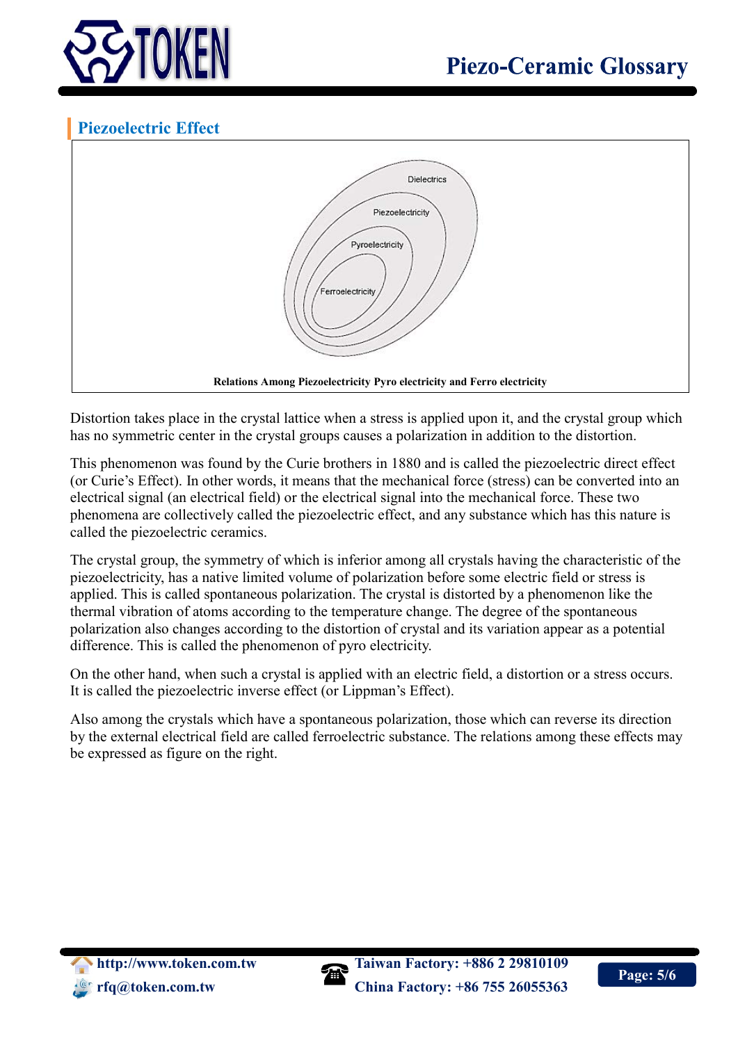## Piezoelectric Effect

Relations Among Piezoelectricity Pyro electricity and Ferro electricity

Distortion takes place in the crystal lattice when a stress is applied upon it, and the crystal group which has no symmetric center in the crystal groups causes a polarization in addition to the distortion.

This phenomenon was found by the Curie brothers in 1880 and is called the piezoelectric direct effect (or Curie's Effect). In other words, it means that the mechanical force (stress) can be converted into an electrical signal (an electrical field) or the electrical signal into the mechanical force. These two phenomena are collectively called the piezoelectric effect, and any substance which has this nature is called the piezoelectric ceramics.

The crystal group, the symmetry of which is inferior among all crystals having the characteristic of the piezoelectricity, has a native limited volume of polarization before some electric field or stress is applied. This is called spontaneous polarization. The crystal is distorted by a phenomenon like the thermal vibration of atoms according to the temperature change. The degree of the spontaneous polarization also changes according to the distortion of crystal and its variation appear as a potential difference. This is called the phenomenon of pyro electricity.

On the other hand, when such a crystal is applied with an electric field, a distortion or a stress occurs. It is called the piezoelectric inverse effect (or Lippman's Effect).

Also among the crystals which have a spontaneous polarization, those which can reverse its direction by the external electrical field are called ferroelectric substance. The relations among these effects may be expressed as figure on the right.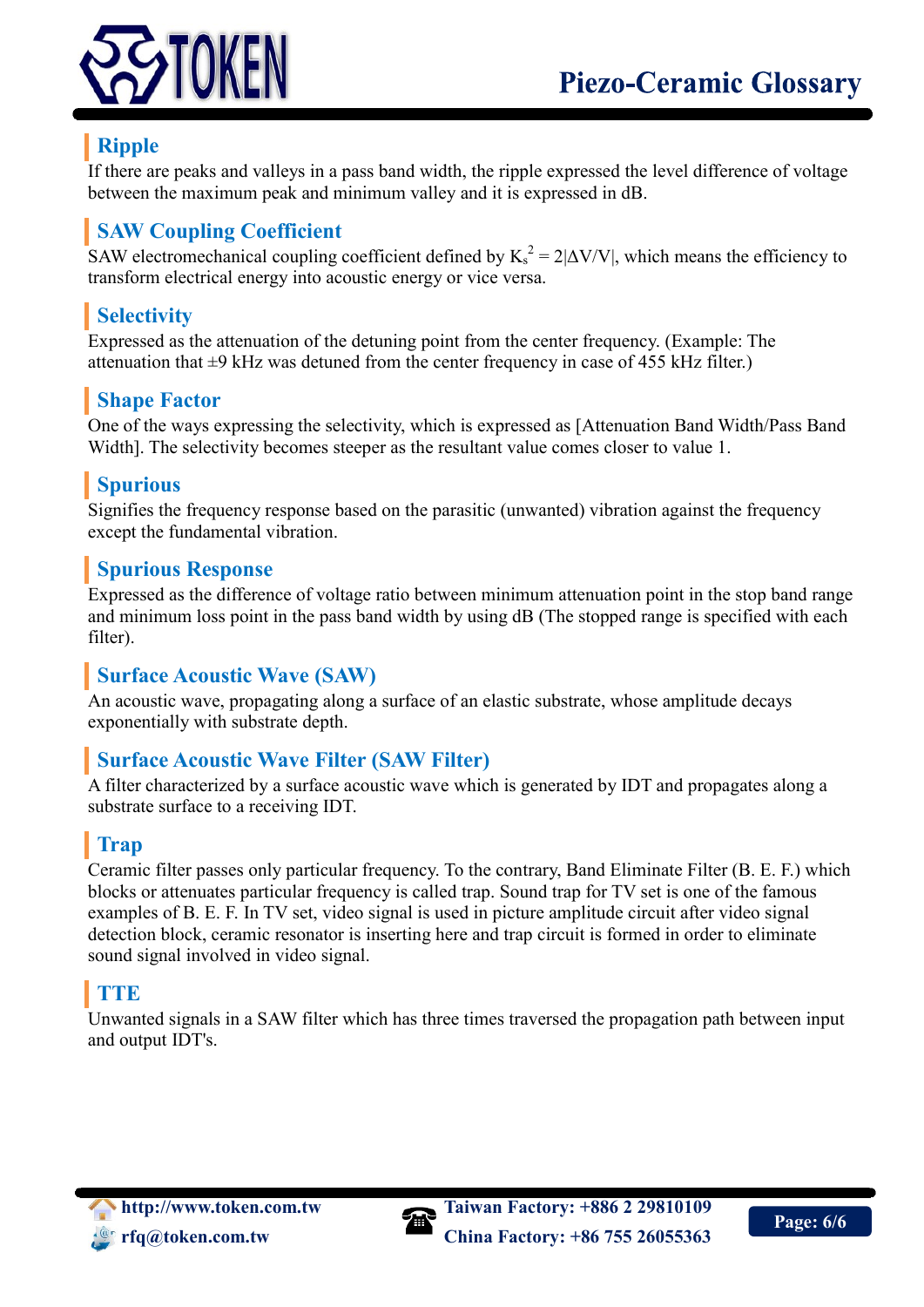## Ripple

If there are peaks and valleys in a pass band width, the ripple expressed the level difference of voltage between the maximum peak and minimum valley and it is expressed in dB.

## SAW Coupling Coefficient

SAW electromechanical coupling coefficient defined by $K_s^2 = 2|\Delta V/V|$, which means the efficiency to transform electrical energy into acoustic energy or vice versa.

## Selectivity

Expressed as the attenuation of the detuning point from the center frequency. (Example: The attenuation that ±9 kHz was detuned from the center frequency in case of 455 kHz filter.)

## Shape Factor

One of the ways expressing the selectivity, which is expressed as [Attenuation Band Width/Pass Band Width]. The selectivity becomes steeper as the resultant value comes closer to value 1.

## Spurious

Signifies the frequency response based on the parasitic (unwanted) vibration against the frequency except the fundamental vibration.

## Spurious Response

Expressed as the difference of voltage ratio between minimum attenuation point in the stop band range and minimum loss point in the pass band width by using dB (The stopped range is specified with each filter).

## Surface Acoustic Wave (SAW)

An acoustic wave, propagating along a surface of an elastic substrate, whose amplitude decays exponentially with substrate depth.

## Surface Acoustic Wave Filter (SAW Filter)

A filter characterized by a surface acoustic wave which is generated by IDT and propagates along a substrate surface to a receiving IDT.

## Trap

Ceramic filter passes only particular frequency. To the contrary, Band Eliminate Filter (B. E. F.) which blocks or attenuates particular frequency is called trap. Sound trap for TV set is one of the famous examples of B. E. F. In TV set, video signal is used in picture amplitude circuit after video signal detection block, ceramic resonator is inserting here and trap circuit is formed in order to eliminate sound signal involved in video signal.

## TTE

Unwanted signals in a SAW filter which has three times traversed the propagation path between input and output IDT's.